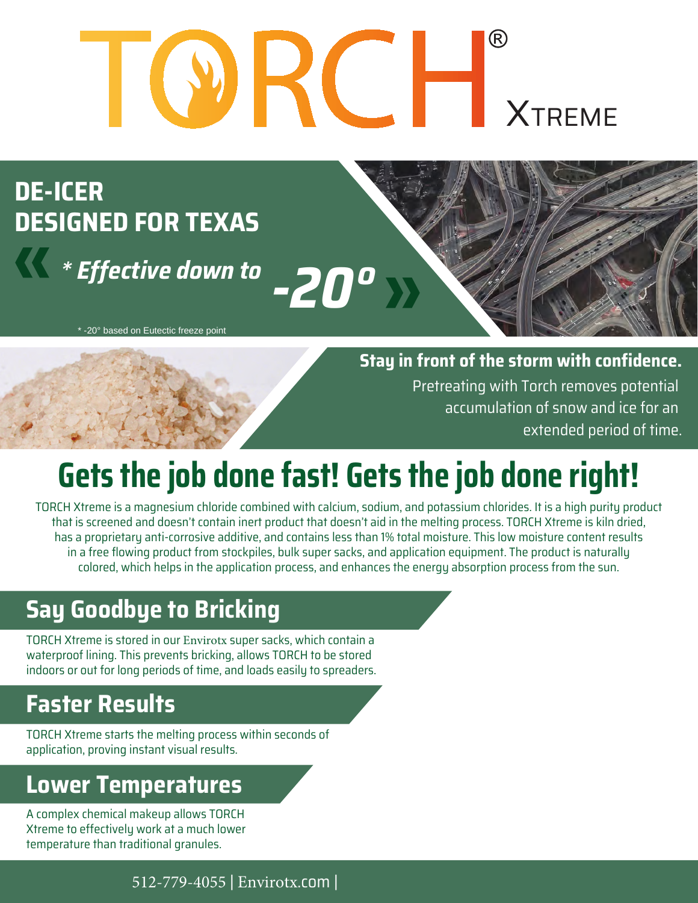# TORCH® XTREME

## DE-ICER DESIGNED FOR TEXAS

*« * Effective down to* ***-20º*** *»*

* -20° based on Eutectic freeze point

**Stay in front of the storm with confidence.**

Pretreating with Torch removes potential accumulation of snow and ice for an extended period of time.

# Gets the job done fast! Gets the job done right!

TORCH Xtreme is a magnesium chloride combined with calcium, sodium, and potassium chlorides. It is a high purity product that is screened and doesn't contain inert product that doesn't aid in the melting process. TORCH Xtreme is kiln dried, has a proprietary anti-corrosive additive, and contains less than 1% total moisture. This low moisture content results in a free flowing product from stockpiles, bulk super sacks, and application equipment. The product is naturally colored, which helps in the application process, and enhances the energy absorption process from the sun.

## Say Goodbye to Bricking

TORCH Xtreme is stored in our Envirotx super sacks, which contain a waterproof lining. This prevents bricking, allows TORCH to be stored indoors or out for long periods of time, and loads easily to spreaders.

## Faster Results

TORCH Xtreme starts the melting process within seconds of application, proving instant visual results.

## Lower Temperatures

A complex chemical makeup allows TORCH Xtreme to effectively work at a much lower temperature than traditional granules.

512-779-4055 | Envirotx.com |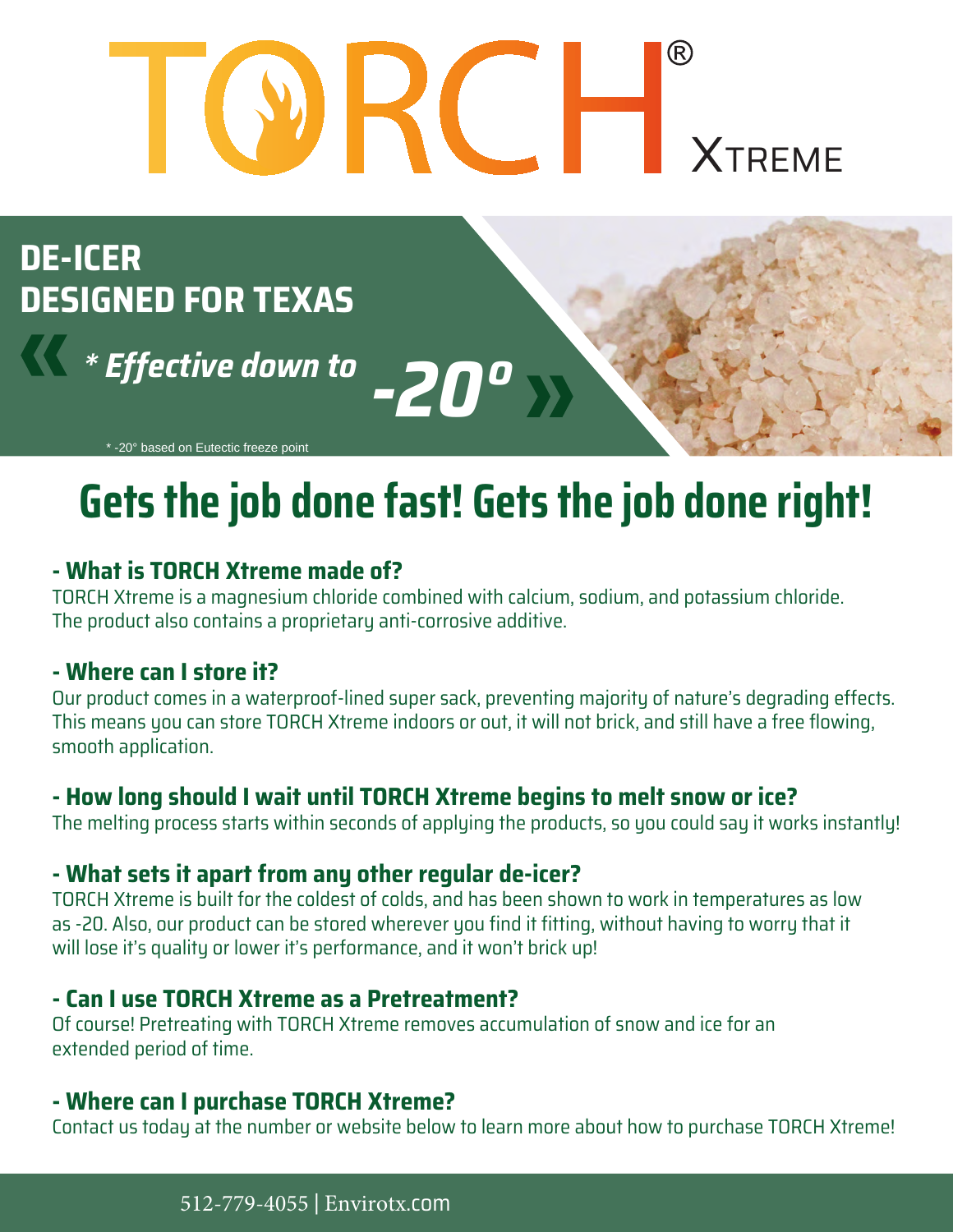# TORCH® XTREME

## DE-ICER DESIGNED FOR TEXAS

**« * *Effective down to* -20º »**

* -20° based on Eutectic freeze point

# Gets the job done fast! Gets the job done right!

### - What is TORCH Xtreme made of?

TORCH Xtreme is a magnesium chloride combined with calcium, sodium, and potassium chloride. The product also contains a proprietary anti-corrosive additive.

### - Where can I store it?

Our product comes in a waterproof-lined super sack, preventing majority of nature's degrading effects. This means you can store TORCH Xtreme indoors or out, it will not brick, and still have a free flowing, smooth application.

### - How long should I wait until TORCH Xtreme begins to melt snow or ice?

The melting process starts within seconds of applying the products, so you could say it works instantly!

### - What sets it apart from any other regular de-icer?

TORCH Xtreme is built for the coldest of colds, and has been shown to work in temperatures as low as -20. Also, our product can be stored wherever you find it fitting, without having to worry that it will lose it's quality or lower it's performance, and it won't brick up!

### - Can I use TORCH Xtreme as a Pretreatment?

Of course! Pretreating with TORCH Xtreme removes accumulation of snow and ice for an extended period of time.

### - Where can I purchase TORCH Xtreme?

Contact us today at the number or website below to learn more about how to purchase TORCH Xtreme!

512-779-4055 | Envirotx.com